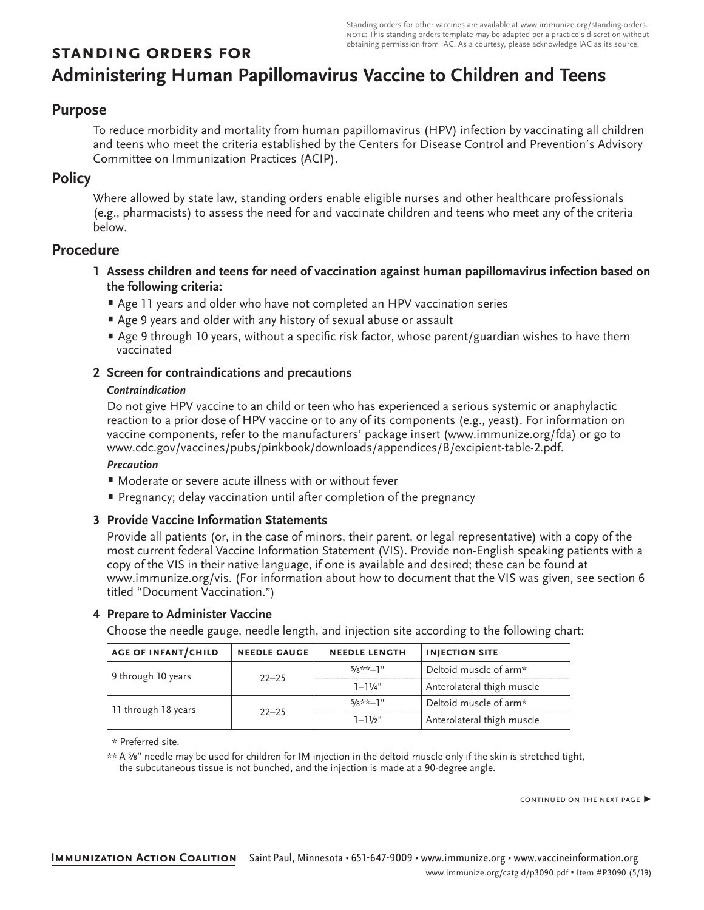Standing orders for other vaccines are available at www.immunize.org/standing-orders. NOTE: This standing orders template may be adapted per a practice's discretion without obtaining permission from IAC. As a courtesy, please acknowledge IAC as its source.

**STANDING ORDERS FOR**

# Administering Human Papillomavirus Vaccine to Children and Teens

## Purpose

To reduce morbidity and mortality from human papillomavirus (HPV) infection by vaccinating all children and teens who meet the criteria established by the Centers for Disease Control and Prevention's Advisory Committee on Immunization Practices (ACIP).

## Policy

Where allowed by state law, standing orders enable eligible nurses and other healthcare professionals (e.g., pharmacists) to assess the need for and vaccinate children and teens who meet any of the criteria below.

## Procedure

**1 Assess children and teens for need of vaccination against human papillomavirus infection based on the following criteria:**

- Age 11 years and older who have not completed an HPV vaccination series
- Age 9 years and older with any history of sexual abuse or assault
- Age 9 through 10 years, without a specific risk factor, whose parent/guardian wishes to have them vaccinated

**2 Screen for contraindications and precautions**

***Contraindication***

Do not give HPV vaccine to an child or teen who has experienced a serious systemic or anaphylactic reaction to a prior dose of HPV vaccine or to any of its components (e.g., yeast). For information on vaccine components, refer to the manufacturers' package insert (www.immunize.org/fda) or go to www.cdc.gov/vaccines/pubs/pinkbook/downloads/appendices/B/excipient-table-2.pdf.

***Precaution***

- Moderate or severe acute illness with or without fever
- Pregnancy; delay vaccination until after completion of the pregnancy

**3 Provide Vaccine Information Statements**

Provide all patients (or, in the case of minors, their parent, or legal representative) with a copy of the most current federal Vaccine Information Statement (VIS). Provide non-English speaking patients with a copy of the VIS in their native language, if one is available and desired; these can be found at www.immunize.org/vis. (For information about how to document that the VIS was given, see section 6 titled "Document Vaccination.")

**4 Prepare to Administer Vaccine**

Choose the needle gauge, needle length, and injection site according to the following chart:

| AGE OF INFANT/CHILD | NEEDLE GAUGE | NEEDLE LENGTH | INJECTION SITE |
|---|---|---|---|
| 9 through 10 years | 22–25 | ⅝**–1" | Deltoid muscle of arm* |
| | | 1–1¼" | Anterolateral thigh muscle |
| 11 through 18 years | 22–25 | ⅝**–1" | Deltoid muscle of arm* |
| | | 1–1½" | Anterolateral thigh muscle |

\* Preferred site.

** A ⅝" needle may be used for children for IM injection in the deltoid muscle only if the skin is stretched tight, the subcutaneous tissue is not bunched, and the injection is made at a 90-degree angle.

CONTINUED ON THE NEXT PAGE ▶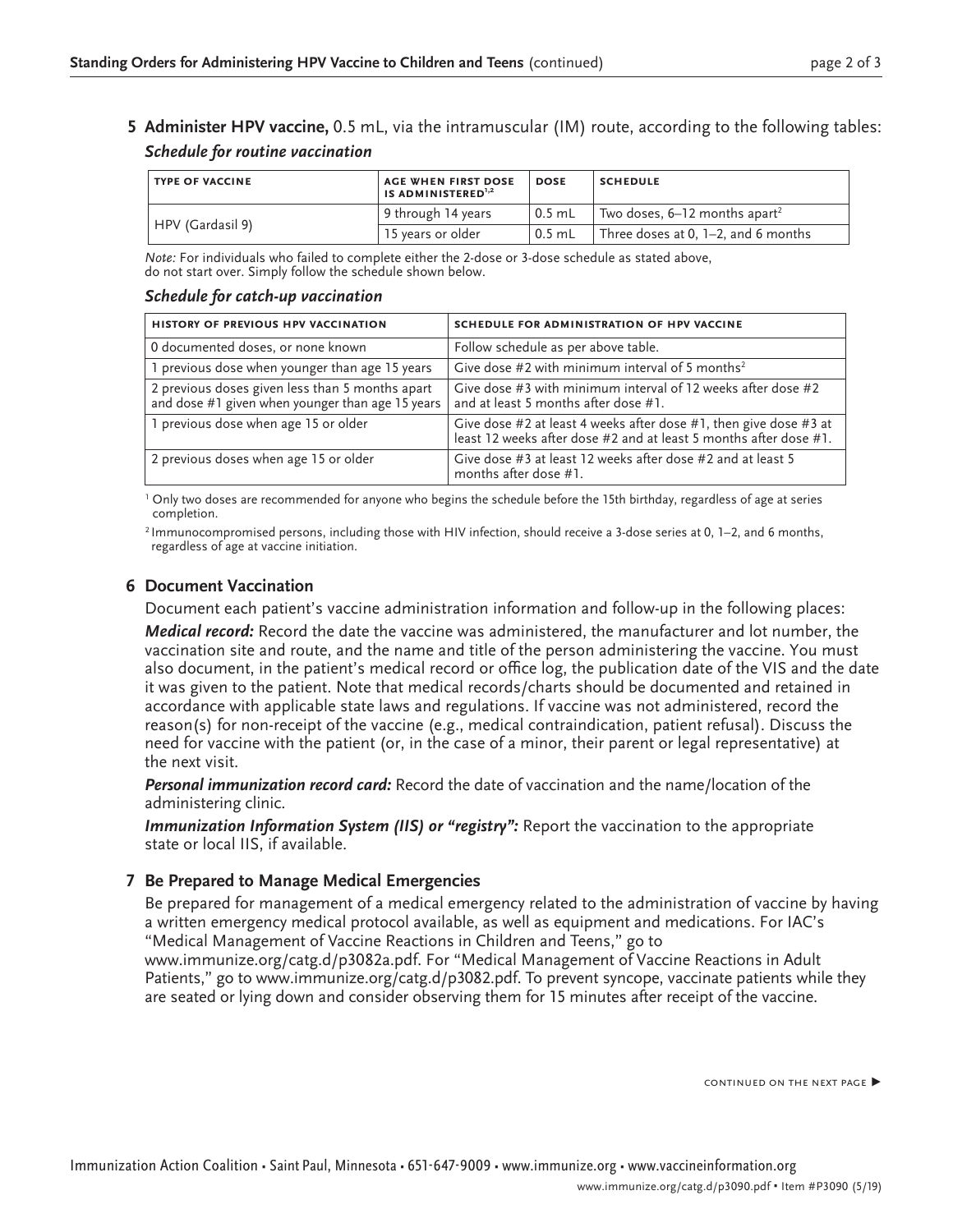**5 Administer HPV vaccine,** 0.5 mL, via the intramuscular (IM) route, according to the following tables:

***Schedule for routine vaccination***

| TYPE OF VACCINE | AGE WHEN FIRST DOSE IS ADMINISTERED[1,2] | DOSE | SCHEDULE |
|---|---|---|---|
| HPV (Gardasil 9) | 9 through 14 years | 0.5 mL | Two doses, 6–12 months apart[2] |
| | 15 years or older | 0.5 mL | Three doses at 0, 1–2, and 6 months |

*Note:* For individuals who failed to complete either the 2-dose or 3-dose schedule as stated above, do not start over. Simply follow the schedule shown below.

***Schedule for catch-up vaccination***

| HISTORY OF PREVIOUS HPV VACCINATION | SCHEDULE FOR ADMINISTRATION OF HPV VACCINE |
|---|---|
| 0 documented doses, or none known | Follow schedule as per above table. |
| 1 previous dose when younger than age 15 years | Give dose #2 with minimum interval of 5 months[2] |
| 2 previous doses given less than 5 months apart and dose #1 given when younger than age 15 years | Give dose #3 with minimum interval of 12 weeks after dose #2 and at least 5 months after dose #1. |
| 1 previous dose when age 15 or older | Give dose #2 at least 4 weeks after dose #1, then give dose #3 at least 12 weeks after dose #2 and at least 5 months after dose #1. |
| 2 previous doses when age 15 or older | Give dose #3 at least 12 weeks after dose #2 and at least 5 months after dose #1. |

[1] Only two doses are recommended for anyone who begins the schedule before the 15th birthday, regardless of age at series completion.

[2] Immunocompromised persons, including those with HIV infection, should receive a 3-dose series at 0, 1–2, and 6 months, regardless of age at vaccine initiation.

## 6 Document Vaccination

Document each patient's vaccine administration information and follow-up in the following places:

***Medical record:*** Record the date the vaccine was administered, the manufacturer and lot number, the vaccination site and route, and the name and title of the person administering the vaccine. You must also document, in the patient's medical record or office log, the publication date of the VIS and the date it was given to the patient. Note that medical records/charts should be documented and retained in accordance with applicable state laws and regulations. If vaccine was not administered, record the reason(s) for non-receipt of the vaccine (e.g., medical contraindication, patient refusal). Discuss the need for vaccine with the patient (or, in the case of a minor, their parent or legal representative) at the next visit.

***Personal immunization record card:*** Record the date of vaccination and the name/location of the administering clinic.

***Immunization Information System (IIS) or "registry":*** Report the vaccination to the appropriate state or local IIS, if available.

## 7 Be Prepared to Manage Medical Emergencies

Be prepared for management of a medical emergency related to the administration of vaccine by having a written emergency medical protocol available, as well as equipment and medications. For IAC's "Medical Management of Vaccine Reactions in Children and Teens," go to www.immunize.org/catg.d/p3082a.pdf. For "Medical Management of Vaccine Reactions in Adult Patients," go to www.immunize.org/catg.d/p3082.pdf. To prevent syncope, vaccinate patients while they are seated or lying down and consider observing them for 15 minutes after receipt of the vaccine.

CONTINUED ON THE NEXT PAGE ▶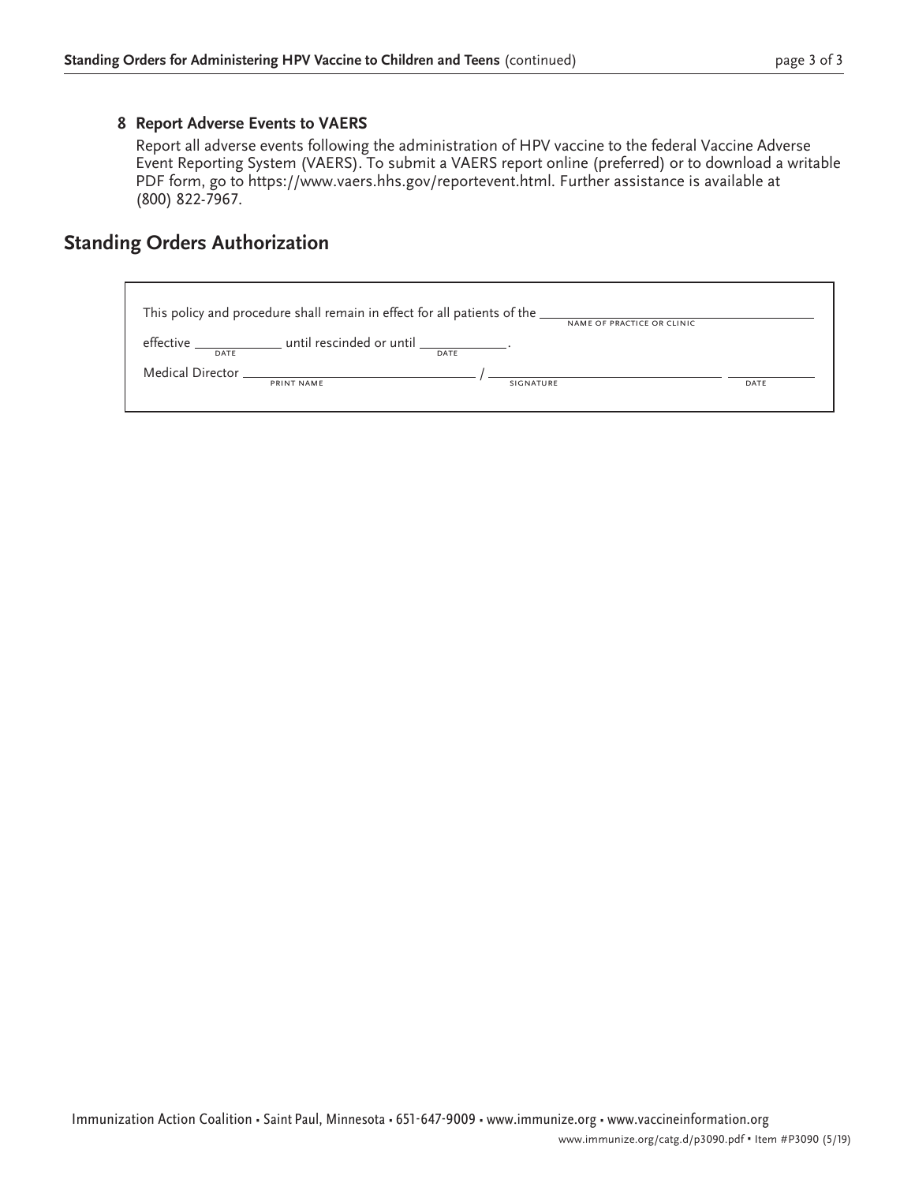### 8 Report Adverse Events to VAERS

Report all adverse events following the administration of HPV vaccine to the federal Vaccine Adverse Event Reporting System (VAERS). To submit a VAERS report online (preferred) or to download a writable PDF form, go to https://www.vaers.hhs.gov/reportevent.html. Further assistance is available at (800) 822-7967.

## Standing Orders Authorization

This policy and procedure shall remain in effect for all patients of the ______________________ (NAME OF PRACTICE OR CLINIC)

effective __________ (DATE) until rescinded or until __________ (DATE).

Medical Director ______________________ (PRINT NAME) / ______________________ (SIGNATURE) __________ (DATE)

Immunization Action Coalition • Saint Paul, Minnesota • 651-647-9009 • www.immunize.org • www.vaccineinformation.org

www.immunize.org/catg.d/p3090.pdf • Item #P3090 (5/19)